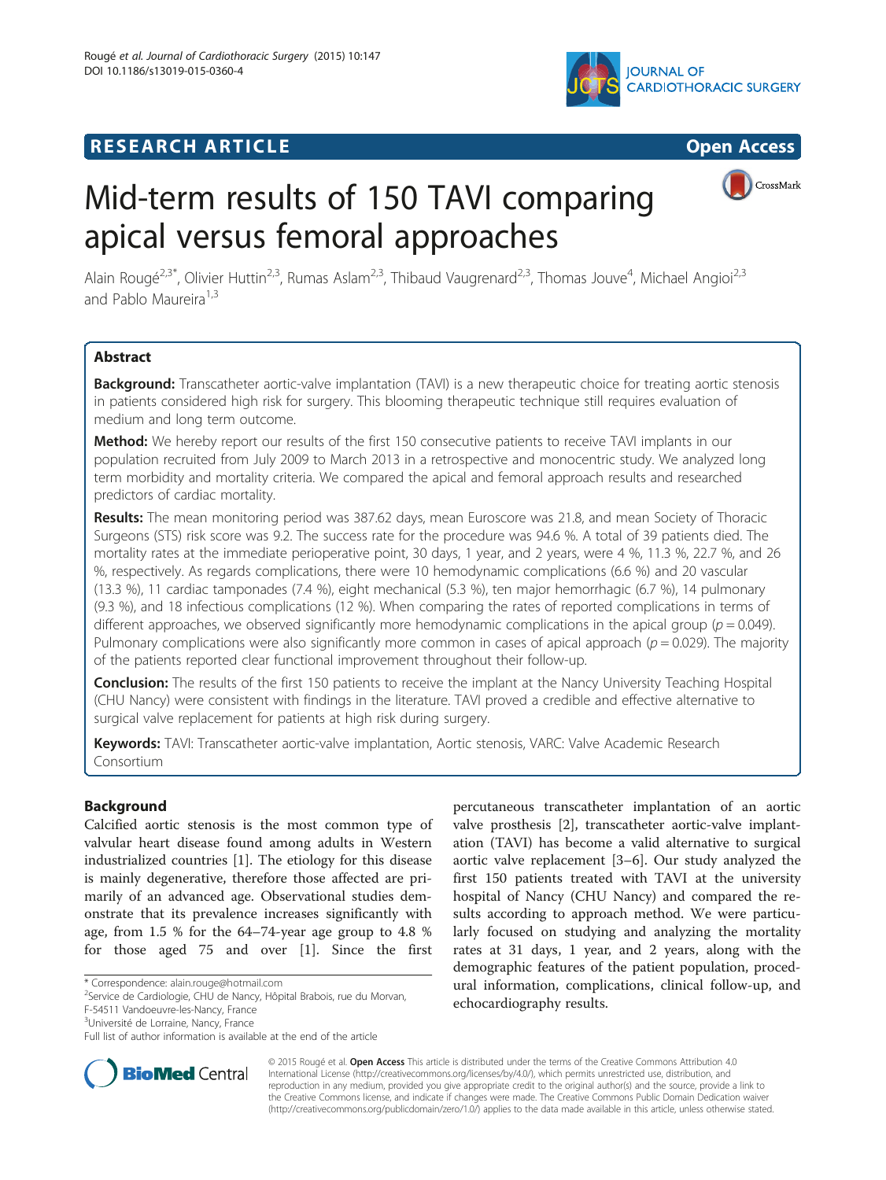**RESEARCH ARTICLE** **Open Access**

# Mid-term results of 150 TAVI comparing apical versus femoral approaches

Alain Rougé[2,3*], Olivier Huttin[2,3], Rumas Aslam[2,3], Thibaud Vaugrenard[2,3], Thomas Jouve[4], Michael Angioi[2,3] and Pablo Maureira[1,3]

## Abstract

**Background:** Transcatheter aortic-valve implantation (TAVI) is a new therapeutic choice for treating aortic stenosis in patients considered high risk for surgery. This blooming therapeutic technique still requires evaluation of medium and long term outcome.

**Method:** We hereby report our results of the first 150 consecutive patients to receive TAVI implants in our population recruited from July 2009 to March 2013 in a retrospective and monocentric study. We analyzed long term morbidity and mortality criteria. We compared the apical and femoral approach results and researched predictors of cardiac mortality.

**Results:** The mean monitoring period was 387.62 days, mean Euroscore was 21.8, and mean Society of Thoracic Surgeons (STS) risk score was 9.2. The success rate for the procedure was 94.6 %. A total of 39 patients died. The mortality rates at the immediate perioperative point, 30 days, 1 year, and 2 years, were 4 %, 11.3 %, 22.7 %, and 26 %, respectively. As regards complications, there were 10 hemodynamic complications (6.6 %) and 20 vascular (13.3 %), 11 cardiac tamponades (7.4 %), eight mechanical (5.3 %), ten major hemorrhagic (6.7 %), 14 pulmonary (9.3 %), and 18 infectious complications (12 %). When comparing the rates of reported complications in terms of different approaches, we observed significantly more hemodynamic complications in the apical group ($p = 0.049$). Pulmonary complications were also significantly more common in cases of apical approach ($p = 0.029$). The majority of the patients reported clear functional improvement throughout their follow-up.

**Conclusion:** The results of the first 150 patients to receive the implant at the Nancy University Teaching Hospital (CHU Nancy) were consistent with findings in the literature. TAVI proved a credible and effective alternative to surgical valve replacement for patients at high risk during surgery.

**Keywords:** TAVI: Transcatheter aortic-valve implantation, Aortic stenosis, VARC: Valve Academic Research Consortium

## Background

Calcified aortic stenosis is the most common type of valvular heart disease found among adults in Western industrialized countries [1]. The etiology for this disease is mainly degenerative, therefore those affected are primarily of an advanced age. Observational studies demonstrate that its prevalence increases significantly with age, from 1.5 % for the 64–74-year age group to 4.8 % for those aged 75 and over [1]. Since the first percutaneous transcatheter implantation of an aortic valve prosthesis [2], transcatheter aortic-valve implantation (TAVI) has become a valid alternative to surgical aortic valve replacement [3–6]. Our study analyzed the first 150 patients treated with TAVI at the university hospital of Nancy (CHU Nancy) and compared the results according to approach method. We were particularly focused on studying and analyzing the mortality rates at 31 days, 1 year, and 2 years, along with the demographic features of the patient population, procedural information, complications, clinical follow-up, and echocardiography results.

\* Correspondence: alain.rouge@hotmail.com
[2]Service de Cardiologie, CHU de Nancy, Hôpital Brabois, rue du Morvan, F-54511 Vandoeuvre-les-Nancy, France
[3]Université de Lorraine, Nancy, France
Full list of author information is available at the end of the article

© 2015 Rougé et al. **Open Access** This article is distributed under the terms of the Creative Commons Attribution 4.0 International License (http://creativecommons.org/licenses/by/4.0/), which permits unrestricted use, distribution, and reproduction in any medium, provided you give appropriate credit to the original author(s) and the source, provide a link to the Creative Commons license, and indicate if changes were made. The Creative Commons Public Domain Dedication waiver (http://creativecommons.org/publicdomain/zero/1.0/) applies to the data made available in this article, unless otherwise stated.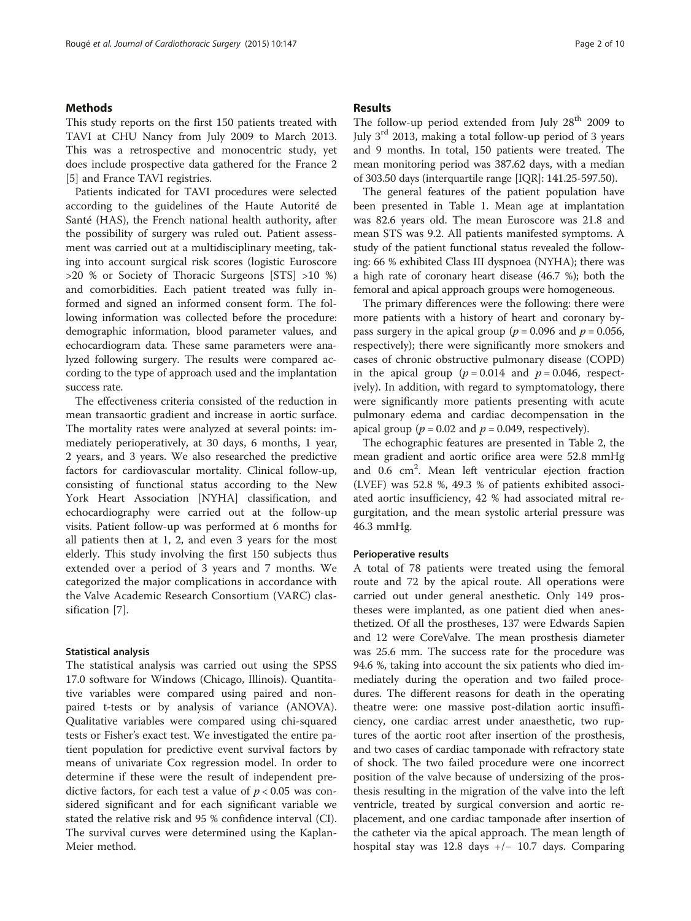## Methods

This study reports on the first 150 patients treated with TAVI at CHU Nancy from July 2009 to March 2013. This was a retrospective and monocentric study, yet does include prospective data gathered for the France 2 [5] and France TAVI registries.

Patients indicated for TAVI procedures were selected according to the guidelines of the Haute Autorité de Santé (HAS), the French national health authority, after the possibility of surgery was ruled out. Patient assessment was carried out at a multidisciplinary meeting, taking into account surgical risk scores (logistic Euroscore >20 % or Society of Thoracic Surgeons [STS] >10 %) and comorbidities. Each patient treated was fully informed and signed an informed consent form. The following information was collected before the procedure: demographic information, blood parameter values, and echocardiogram data. These same parameters were analyzed following surgery. The results were compared according to the type of approach used and the implantation success rate.

The effectiveness criteria consisted of the reduction in mean transaortic gradient and increase in aortic surface. The mortality rates were analyzed at several points: immediately perioperatively, at 30 days, 6 months, 1 year, 2 years, and 3 years. We also researched the predictive factors for cardiovascular mortality. Clinical follow-up, consisting of functional status according to the New York Heart Association [NYHA] classification, and echocardiography were carried out at the follow-up visits. Patient follow-up was performed at 6 months for all patients then at 1, 2, and even 3 years for the most elderly. This study involving the first 150 subjects thus extended over a period of 3 years and 7 months. We categorized the major complications in accordance with the Valve Academic Research Consortium (VARC) classification [7].

### Statistical analysis

The statistical analysis was carried out using the SPSS 17.0 software for Windows (Chicago, Illinois). Quantitative variables were compared using paired and non-paired t-tests or by analysis of variance (ANOVA). Qualitative variables were compared using chi-squared tests or Fisher's exact test. We investigated the entire patient population for predictive event survival factors by means of univariate Cox regression model. In order to determine if these were the result of independent predictive factors, for each test a value of $p < 0.05$ was considered significant and for each significant variable we stated the relative risk and 95 % confidence interval (CI). The survival curves were determined using the Kaplan-Meier method.

## Results

The follow-up period extended from July 28[th] 2009 to July 3[rd] 2013, making a total follow-up period of 3 years and 9 months. In total, 150 patients were treated. The mean monitoring period was 387.62 days, with a median of 303.50 days (interquartile range [IQR]: 141.25-597.50).

The general features of the patient population have been presented in Table 1. Mean age at implantation was 82.6 years old. The mean Euroscore was 21.8 and mean STS was 9.2. All patients manifested symptoms. A study of the patient functional status revealed the following: 66 % exhibited Class III dyspnoea (NYHA); there was a high rate of coronary heart disease (46.7 %); both the femoral and apical approach groups were homogeneous.

The primary differences were the following: there were more patients with a history of heart and coronary bypass surgery in the apical group ($p = 0.096$ and $p = 0.056$, respectively); there were significantly more smokers and cases of chronic obstructive pulmonary disease (COPD) in the apical group ($p = 0.014$ and $p = 0.046$, respectively). In addition, with regard to symptomatology, there were significantly more patients presenting with acute pulmonary edema and cardiac decompensation in the apical group ($p = 0.02$ and $p = 0.049$, respectively).

The echographic features are presented in Table 2, the mean gradient and aortic orifice area were 52.8 mmHg and 0.6 $cm^2$. Mean left ventricular ejection fraction (LVEF) was 52.8 %, 49.3 % of patients exhibited associated aortic insufficiency, 42 % had associated mitral regurgitation, and the mean systolic arterial pressure was 46.3 mmHg.

### Perioperative results

A total of 78 patients were treated using the femoral route and 72 by the apical route. All operations were carried out under general anesthetic. Only 149 prostheses were implanted, as one patient died when anesthetized. Of all the prostheses, 137 were Edwards Sapien and 12 were CoreValve. The mean prosthesis diameter was 25.6 mm. The success rate for the procedure was 94.6 %, taking into account the six patients who died immediately during the operation and two failed procedures. The different reasons for death in the operating theatre were: one massive post-dilation aortic insufficiency, one cardiac arrest under anaesthetic, two ruptures of the aortic root after insertion of the prosthesis, and two cases of cardiac tamponade with refractory state of shock. The two failed procedure were one incorrect position of the valve because of undersizing of the prosthesis resulting in the migration of the valve into the left ventricle, treated by surgical conversion and aortic replacement, and one cardiac tamponade after insertion of the catheter via the apical approach. The mean length of hospital stay was 12.8 days +/− 10.7 days. Comparing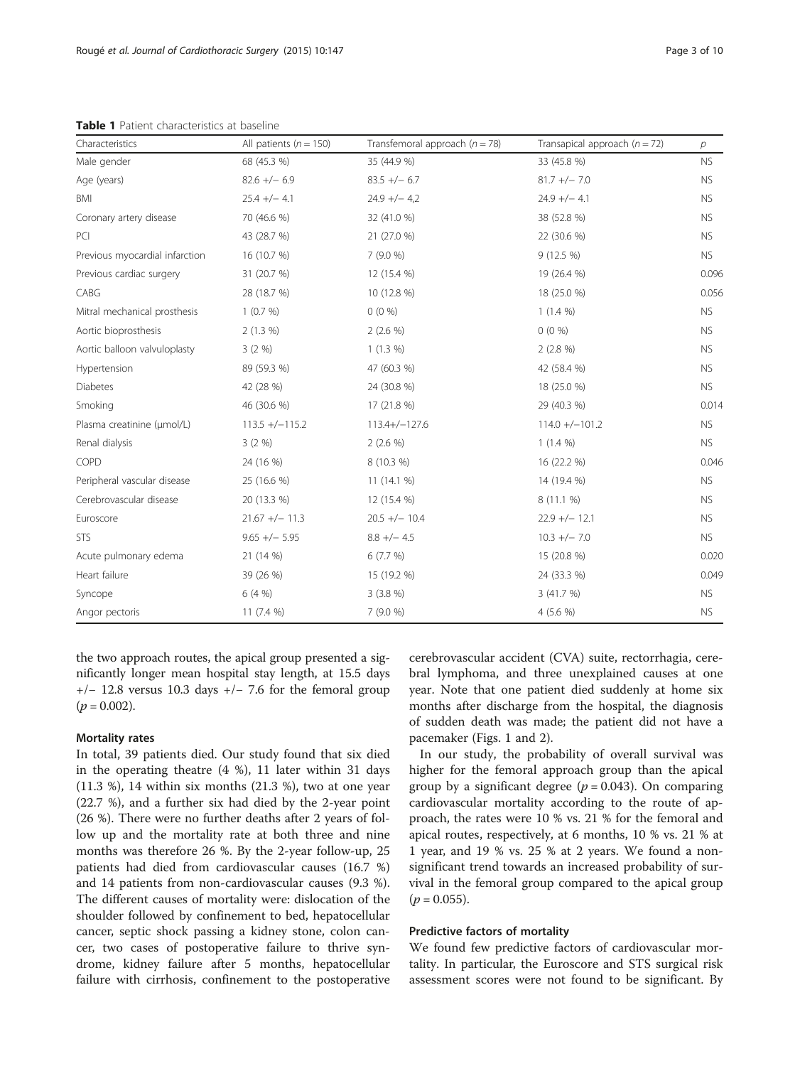**Table 1** Patient characteristics at baseline

| Characteristics | All patients ($n = 150$) | Transfemoral approach ($n = 78$) | Transapical approach ($n = 72$) | $p$ |
| --- | --- | --- | --- | --- |
| Male gender | 68 (45.3 %) | 35 (44.9 %) | 33 (45.8 %) | NS |
| Age (years) | 82.6 +/− 6.9 | 83.5 +/− 6.7 | 81.7 +/− 7.0 | NS |
| BMI | 25.4 +/− 4.1 | 24.9 +/− 4,2 | 24.9 +/− 4.1 | NS |
| Coronary artery disease | 70 (46.6 %) | 32 (41.0 %) | 38 (52.8 %) | NS |
| PCI | 43 (28.7 %) | 21 (27.0 %) | 22 (30.6 %) | NS |
| Previous myocardial infarction | 16 (10.7 %) | 7 (9.0 %) | 9 (12.5 %) | NS |
| Previous cardiac surgery | 31 (20.7 %) | 12 (15.4 %) | 19 (26.4 %) | 0.096 |
| CABG | 28 (18.7 %) | 10 (12.8 %) | 18 (25.0 %) | 0.056 |
| Mitral mechanical prosthesis | 1 (0.7 %) | 0 (0 %) | 1 (1.4 %) | NS |
| Aortic bioprosthesis | 2 (1.3 %) | 2 (2.6 %) | 0 (0 %) | NS |
| Aortic balloon valvuloplasty | 3 (2 %) | 1 (1.3 %) | 2 (2.8 %) | NS |
| Hypertension | 89 (59.3 %) | 47 (60.3 %) | 42 (58.4 %) | NS |
| Diabetes | 42 (28 %) | 24 (30.8 %) | 18 (25.0 %) | NS |
| Smoking | 46 (30.6 %) | 17 (21.8 %) | 29 (40.3 %) | 0.014 |
| Plasma creatinine (μmol/L) | 113.5 +/−115.2 | 113.4+/−127.6 | 114.0 +/−101.2 | NS |
| Renal dialysis | 3 (2 %) | 2 (2.6 %) | 1 (1.4 %) | NS |
| COPD | 24 (16 %) | 8 (10.3 %) | 16 (22.2 %) | 0.046 |
| Peripheral vascular disease | 25 (16.6 %) | 11 (14.1 %) | 14 (19.4 %) | NS |
| Cerebrovascular disease | 20 (13.3 %) | 12 (15.4 %) | 8 (11.1 %) | NS |
| Euroscore | 21.67 +/− 11.3 | 20.5 +/− 10.4 | 22.9 +/− 12.1 | NS |
| STS | 9.65 +/− 5.95 | 8.8 +/− 4.5 | 10.3 +/− 7.0 | NS |
| Acute pulmonary edema | 21 (14 %) | 6 (7.7 %) | 15 (20.8 %) | 0.020 |
| Heart failure | 39 (26 %) | 15 (19.2 %) | 24 (33.3 %) | 0.049 |
| Syncope | 6 (4 %) | 3 (3.8 %) | 3 (41.7 %) | NS |
| Angor pectoris | 11 (7.4 %) | 7 (9.0 %) | 4 (5.6 %) | NS |

the two approach routes, the apical group presented a significantly longer mean hospital stay length, at 15.5 days +/− 12.8 versus 10.3 days +/− 7.6 for the femoral group ($p = 0.002$).

### Mortality rates

In total, 39 patients died. Our study found that six died in the operating theatre (4 %), 11 later within 31 days (11.3 %), 14 within six months (21.3 %), two at one year (22.7 %), and a further six had died by the 2-year point (26 %). There were no further deaths after 2 years of follow up and the mortality rate at both three and nine months was therefore 26 %. By the 2-year follow-up, 25 patients had died from cardiovascular causes (16.7 %) and 14 patients from non-cardiovascular causes (9.3 %). The different causes of mortality were: dislocation of the shoulder followed by confinement to bed, hepatocellular cancer, septic shock passing a kidney stone, colon cancer, two cases of postoperative failure to thrive syndrome, kidney failure after 5 months, hepatocellular failure with cirrhosis, confinement to the postoperative cerebrovascular accident (CVA) suite, rectorrhagia, cerebral lymphoma, and three unexplained causes at one year. Note that one patient died suddenly at home six months after discharge from the hospital, the diagnosis of sudden death was made; the patient did not have a pacemaker (Figs. 1 and 2).

In our study, the probability of overall survival was higher for the femoral approach group than the apical group by a significant degree ($p = 0.043$). On comparing cardiovascular mortality according to the route of approach, the rates were 10 % vs. 21 % for the femoral and apical routes, respectively, at 6 months, 10 % vs. 21 % at 1 year, and 19 % vs. 25 % at 2 years. We found a non-significant trend towards an increased probability of survival in the femoral group compared to the apical group ($p = 0.055$).

### Predictive factors of mortality

We found few predictive factors of cardiovascular mortality. In particular, the Euroscore and STS surgical risk assessment scores were not found to be significant. By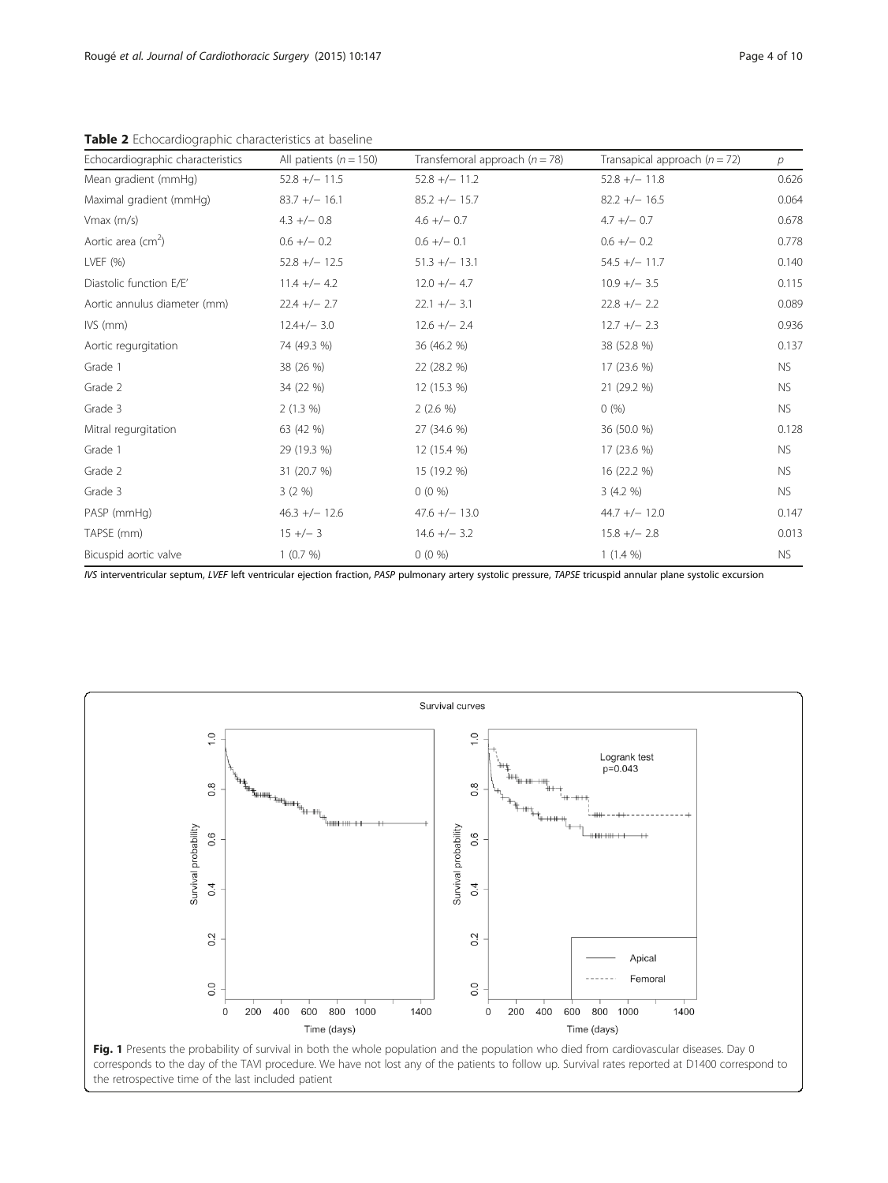**Table 2** Echocardiographic characteristics at baseline

| Echocardiographic characteristics | All patients ($n = 150$) | Transfemoral approach ($n = 78$) | Transapical approach ($n = 72$) | $p$ |
|---|---|---|---|---|
| Mean gradient (mmHg) | 52.8 +/− 11.5 | 52.8 +/− 11.2 | 52.8 +/− 11.8 | 0.626 |
| Maximal gradient (mmHg) | 83.7 +/− 16.1 | 85.2 +/− 15.7 | 82.2 +/− 16.5 | 0.064 |
| Vmax (m/s) | 4.3 +/− 0.8 | 4.6 +/− 0.7 | 4.7 +/− 0.7 | 0.678 |
| Aortic area ($cm^2$) | 0.6 +/− 0.2 | 0.6 +/− 0.1 | 0.6 +/− 0.2 | 0.778 |
| LVEF (%) | 52.8 +/− 12.5 | 51.3 +/− 13.1 | 54.5 +/− 11.7 | 0.140 |
| Diastolic function E/E' | 11.4 +/− 4.2 | 12.0 +/− 4.7 | 10.9 +/− 3.5 | 0.115 |
| Aortic annulus diameter (mm) | 22.4 +/− 2.7 | 22.1 +/− 3.1 | 22.8 +/− 2.2 | 0.089 |
| IVS (mm) | 12.4+/− 3.0 | 12.6 +/− 2.4 | 12.7 +/− 2.3 | 0.936 |
| Aortic regurgitation | 74 (49.3 %) | 36 (46.2 %) | 38 (52.8 %) | 0.137 |
| Grade 1 | 38 (26 %) | 22 (28.2 %) | 17 (23.6 %) | NS |
| Grade 2 | 34 (22 %) | 12 (15.3 %) | 21 (29.2 %) | NS |
| Grade 3 | 2 (1.3 %) | 2 (2.6 %) | 0 (%) | NS |
| Mitral regurgitation | 63 (42 %) | 27 (34.6 %) | 36 (50.0 %) | 0.128 |
| Grade 1 | 29 (19.3 %) | 12 (15.4 %) | 17 (23.6 %) | NS |
| Grade 2 | 31 (20.7 %) | 15 (19.2 %) | 16 (22.2 %) | NS |
| Grade 3 | 3 (2 %) | 0 (0 %) | 3 (4.2 %) | NS |
| PASP (mmHg) | 46.3 +/− 12.6 | 47.6 +/− 13.0 | 44.7 +/− 12.0 | 0.147 |
| TAPSE (mm) | 15 +/− 3 | 14.6 +/− 3.2 | 15.8 +/− 2.8 | 0.013 |
| Bicuspid aortic valve | 1 (0.7 %) | 0 (0 %) | 1 (1.4 %) | NS |

*IVS* interventricular septum, *LVEF* left ventricular ejection fraction, *PASP* pulmonary artery systolic pressure, *TAPSE* tricuspid annular plane systolic excursion

**Fig. 1** Presents the probability of survival in both the whole population and the population who died from cardiovascular diseases. Day 0 corresponds to the day of the TAVI procedure. We have not lost any of the patients to follow up. Survival rates reported at D1400 correspond to the retrospective time of the last included patient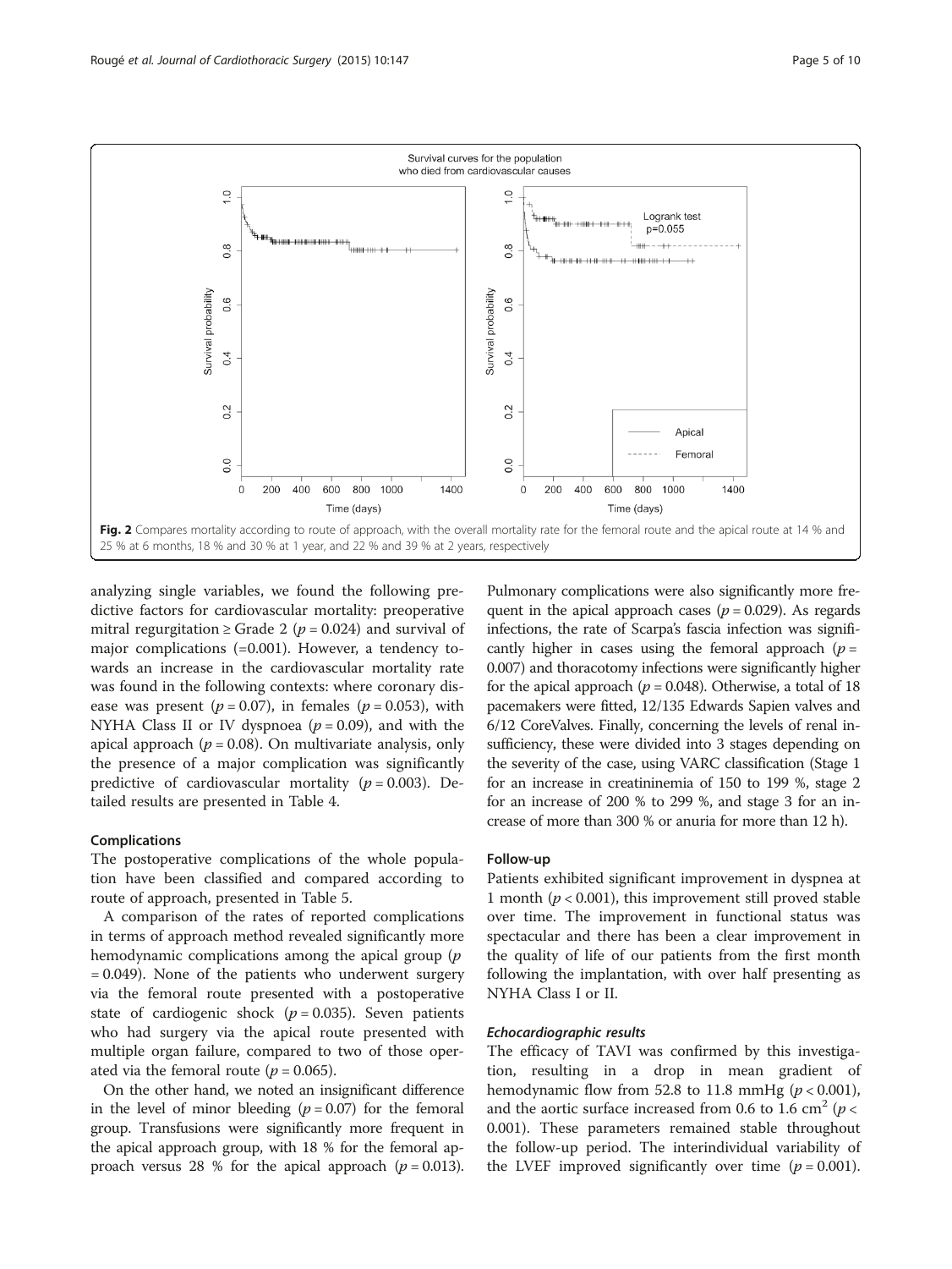Fig. 2 Compares mortality according to route of approach, with the overall mortality rate for the femoral route and the apical route at 14 % and 25 % at 6 months, 18 % and 30 % at 1 year, and 22 % and 39 % at 2 years, respectively

analyzing single variables, we found the following predictive factors for cardiovascular mortality: preoperative mitral regurgitation ≥ Grade 2 ($p = 0.024$) and survival of major complications (=0.001). However, a tendency towards an increase in the cardiovascular mortality rate was found in the following contexts: where coronary disease was present ($p = 0.07$), in females ($p = 0.053$), with NYHA Class II or IV dyspnoea ($p = 0.09$), and with the apical approach ($p = 0.08$). On multivariate analysis, only the presence of a major complication was significantly predictive of cardiovascular mortality ($p = 0.003$). Detailed results are presented in Table 4.

#### Complications

The postoperative complications of the whole population have been classified and compared according to route of approach, presented in Table 5.

A comparison of the rates of reported complications in terms of approach method revealed significantly more hemodynamic complications among the apical group ($p = 0.049$). None of the patients who underwent surgery via the femoral route presented with a postoperative state of cardiogenic shock ($p = 0.035$). Seven patients who had surgery via the apical route presented with multiple organ failure, compared to two of those operated via the femoral route ($p = 0.065$).

On the other hand, we noted an insignificant difference in the level of minor bleeding ($p = 0.07$) for the femoral group. Transfusions were significantly more frequent in the apical approach group, with 18 % for the femoral approach versus 28 % for the apical approach ($p = 0.013$). Pulmonary complications were also significantly more frequent in the apical approach cases ($p = 0.029$). As regards infections, the rate of Scarpa's fascia infection was significantly higher in cases using the femoral approach ($p = 0.007$) and thoracotomy infections were significantly higher for the apical approach ($p = 0.048$). Otherwise, a total of 18 pacemakers were fitted, 12/135 Edwards Sapien valves and 6/12 CoreValves. Finally, concerning the levels of renal insufficiency, these were divided into 3 stages depending on the severity of the case, using VARC classification (Stage 1 for an increase in creatininemia of 150 to 199 %, stage 2 for an increase of 200 % to 299 %, and stage 3 for an increase of more than 300 % or anuria for more than 12 h).

#### Follow-up

Patients exhibited significant improvement in dyspnea at 1 month ($p < 0.001$), this improvement still proved stable over time. The improvement in functional status was spectacular and there has been a clear improvement in the quality of life of our patients from the first month following the implantation, with over half presenting as NYHA Class I or II.

##### *Echocardiographic results*

The efficacy of TAVI was confirmed by this investigation, resulting in a drop in mean gradient of hemodynamic flow from 52.8 to 11.8 mmHg ($p < 0.001$), and the aortic surface increased from 0.6 to 1.6 $cm^2$ ($p < 0.001$). These parameters remained stable throughout the follow-up period. The interindividual variability of the LVEF improved significantly over time ($p = 0.001$).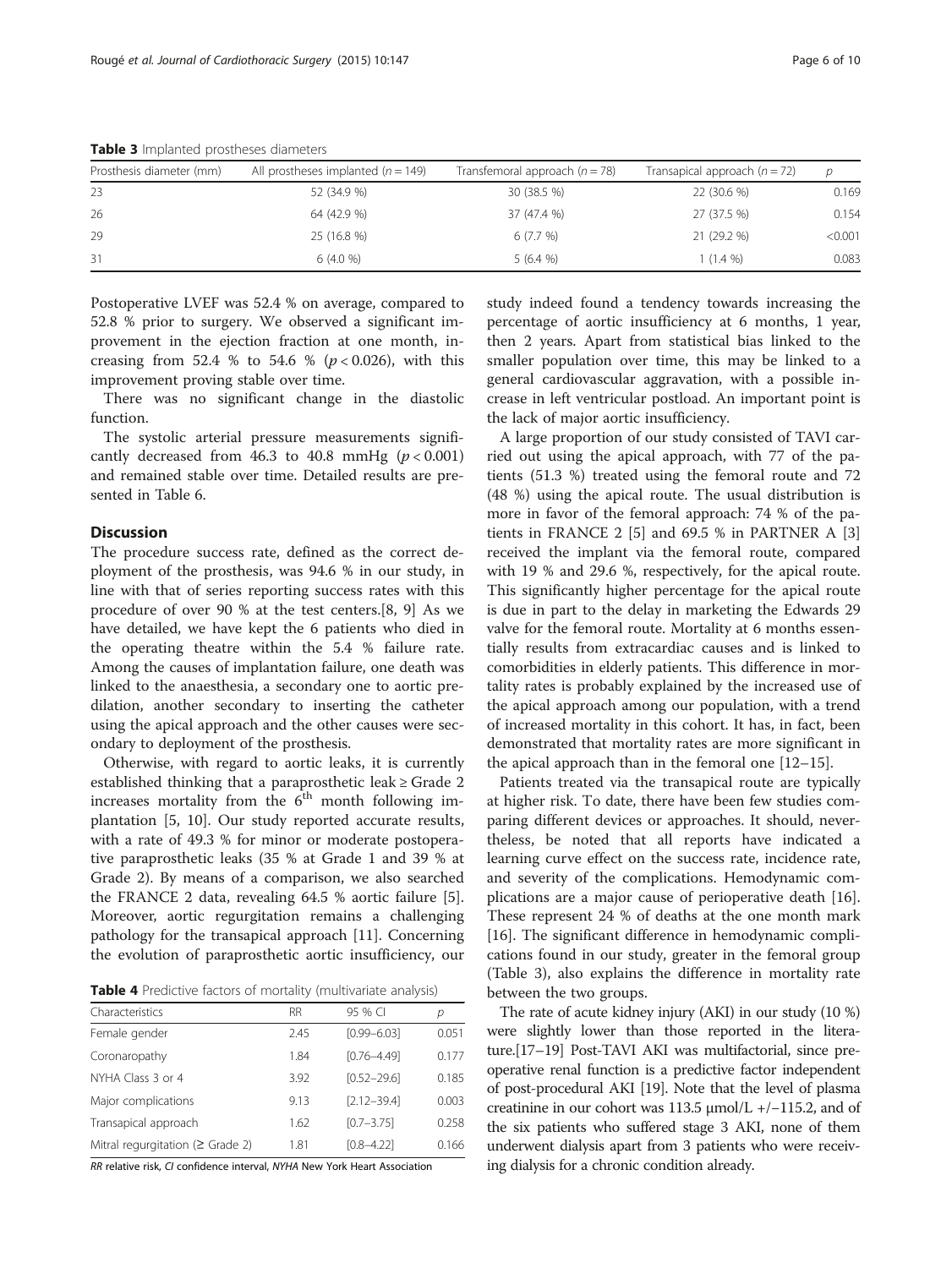**Table 3** Implanted prostheses diameters

| Prosthesis diameter (mm) | All prostheses implanted ($n = 149$) | Transfemoral approach ($n = 78$) | Transapical approach ($n = 72$) | $p$ |
|---|---|---|---|---|
| 23 | 52 (34.9 %) | 30 (38.5 %) | 22 (30.6 %) | 0.169 |
| 26 | 64 (42.9 %) | 37 (47.4 %) | 27 (37.5 %) | 0.154 |
| 29 | 25 (16.8 %) | 6 (7.7 %) | 21 (29.2 %) | <0.001 |
| 31 | 6 (4.0 %) | 5 (6.4 %) | 1 (1.4 %) | 0.083 |

Postoperative LVEF was 52.4 % on average, compared to 52.8 % prior to surgery. We observed a significant improvement in the ejection fraction at one month, increasing from 52.4 % to 54.6 % ($p < 0.026$), with this improvement proving stable over time.

There was no significant change in the diastolic function.

The systolic arterial pressure measurements significantly decreased from 46.3 to 40.8 mmHg ($p < 0.001$) and remained stable over time. Detailed results are presented in Table 6.

## Discussion

The procedure success rate, defined as the correct deployment of the prosthesis, was 94.6 % in our study, in line with that of series reporting success rates with this procedure of over 90 % at the test centers.[8, 9] As we have detailed, we have kept the 6 patients who died in the operating theatre within the 5.4 % failure rate. Among the causes of implantation failure, one death was linked to the anaesthesia, a secondary one to aortic predilation, another secondary to inserting the catheter using the apical approach and the other causes were secondary to deployment of the prosthesis.

Otherwise, with regard to aortic leaks, it is currently established thinking that a paraprosthetic leak ≥ Grade 2 increases mortality from the 6[th] month following implantation [5, 10]. Our study reported accurate results, with a rate of 49.3 % for minor or moderate postoperative paraprosthetic leaks (35 % at Grade 1 and 39 % at Grade 2). By means of a comparison, we also searched the FRANCE 2 data, revealing 64.5 % aortic failure [5]. Moreover, aortic regurgitation remains a challenging pathology for the transapical approach [11]. Concerning the evolution of paraprosthetic aortic insufficiency, our study indeed found a tendency towards increasing the percentage of aortic insufficiency at 6 months, 1 year, then 2 years. Apart from statistical bias linked to the smaller population over time, this may be linked to a general cardiovascular aggravation, with a possible increase in left ventricular postload. An important point is the lack of major aortic insufficiency.

**Table 4** Predictive factors of mortality (multivariate analysis)

| Characteristics | RR | 95 % CI | $p$ |
|---|---|---|---|
| Female gender | 2.45 | [0.99–6.03] | 0.051 |
| Coronaropathy | 1.84 | [0.76–4.49] | 0.177 |
| NYHA Class 3 or 4 | 3.92 | [0.52–29.6] | 0.185 |
| Major complications | 9.13 | [2.12–39.4] | 0.003 |
| Transapical approach | 1.62 | [0.7–3.75] | 0.258 |
| Mitral regurgitation (≥ Grade 2) | 1.81 | [0.8–4.22] | 0.166 |

*RR* relative risk, *CI* confidence interval, *NYHA* New York Heart Association

A large proportion of our study consisted of TAVI carried out using the apical approach, with 77 of the patients (51.3 %) treated using the femoral route and 72 (48 %) using the apical route. The usual distribution is more in favor of the femoral approach: 74 % of the patients in FRANCE 2 [5] and 69.5 % in PARTNER A [3] received the implant via the femoral route, compared with 19 % and 29.6 %, respectively, for the apical route. This significantly higher percentage for the apical route is due in part to the delay in marketing the Edwards 29 valve for the femoral route. Mortality at 6 months essentially results from extracardiac causes and is linked to comorbidities in elderly patients. This difference in mortality rates is probably explained by the increased use of the apical approach among our population, with a trend of increased mortality in this cohort. It has, in fact, been demonstrated that mortality rates are more significant in the apical approach than in the femoral one [12–15].

Patients treated via the transapical route are typically at higher risk. To date, there have been few studies comparing different devices or approaches. It should, nevertheless, be noted that all reports have indicated a learning curve effect on the success rate, incidence rate, and severity of the complications. Hemodynamic complications are a major cause of perioperative death [16]. These represent 24 % of deaths at the one month mark [16]. The significant difference in hemodynamic complications found in our study, greater in the femoral group (Table 3), also explains the difference in mortality rate between the two groups.

The rate of acute kidney injury (AKI) in our study (10 %) were slightly lower than those reported in the literature.[17–19] Post-TAVI AKI was multifactorial, since preoperative renal function is a predictive factor independent of post-procedural AKI [19]. Note that the level of plasma creatinine in our cohort was 113.5 μmol/L +/−115.2, and of the six patients who suffered stage 3 AKI, none of them underwent dialysis apart from 3 patients who were receiving dialysis for a chronic condition already.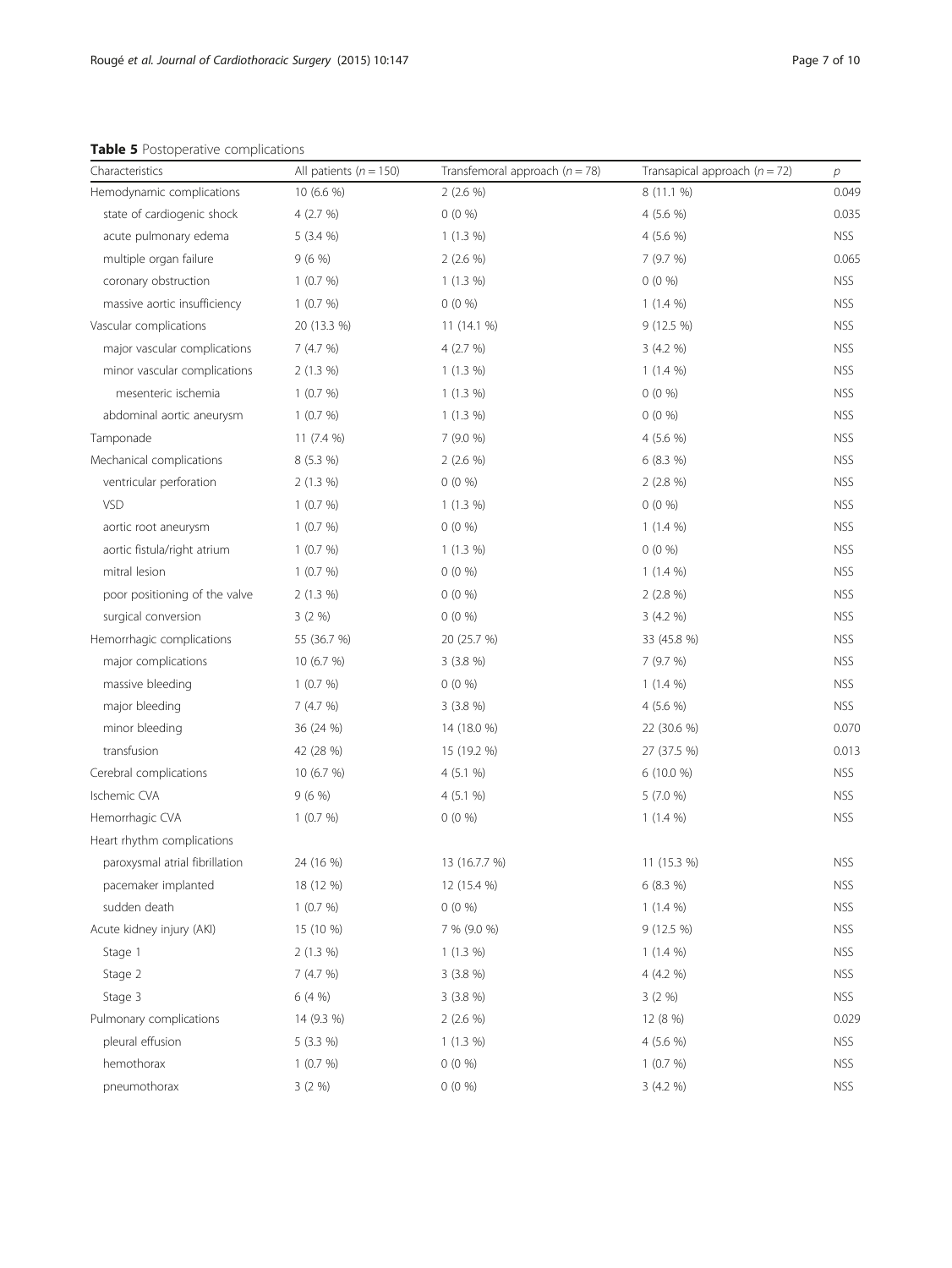**Table 5** Postoperative complications

| Characteristics | All patients ($n = 150$) | Transfemoral approach ($n = 78$) | Transapical approach ($n = 72$) | $p$ |
|---|---|---|---|---|
| Hemodynamic complications | 10 (6.6 %) | 2 (2.6 %) | 8 (11.1 %) | 0.049 |
| state of cardiogenic shock | 4 (2.7 %) | 0 (0 %) | 4 (5.6 %) | 0.035 |
| acute pulmonary edema | 5 (3.4 %) | 1 (1.3 %) | 4 (5.6 %) | NSS |
| multiple organ failure | 9 (6 %) | 2 (2.6 %) | 7 (9.7 %) | 0.065 |
| coronary obstruction | 1 (0.7 %) | 1 (1.3 %) | 0 (0 %) | NSS |
| massive aortic insufficiency | 1 (0.7 %) | 0 (0 %) | 1 (1.4 %) | NSS |
| Vascular complications | 20 (13.3 %) | 11 (14.1 %) | 9 (12.5 %) | NSS |
| major vascular complications | 7 (4.7 %) | 4 (2.7 %) | 3 (4.2 %) | NSS |
| minor vascular complications | 2 (1.3 %) | 1 (1.3 %) | 1 (1.4 %) | NSS |
| mesenteric ischemia | 1 (0.7 %) | 1 (1.3 %) | 0 (0 %) | NSS |
| abdominal aortic aneurysm | 1 (0.7 %) | 1 (1.3 %) | 0 (0 %) | NSS |
| Tamponade | 11 (7.4 %) | 7 (9.0 %) | 4 (5.6 %) | NSS |
| Mechanical complications | 8 (5.3 %) | 2 (2.6 %) | 6 (8.3 %) | NSS |
| ventricular perforation | 2 (1.3 %) | 0 (0 %) | 2 (2.8 %) | NSS |
| VSD | 1 (0.7 %) | 1 (1.3 %) | 0 (0 %) | NSS |
| aortic root aneurysm | 1 (0.7 %) | 0 (0 %) | 1 (1.4 %) | NSS |
| aortic fistula/right atrium | 1 (0.7 %) | 1 (1.3 %) | 0 (0 %) | NSS |
| mitral lesion | 1 (0.7 %) | 0 (0 %) | 1 (1.4 %) | NSS |
| poor positioning of the valve | 2 (1.3 %) | 0 (0 %) | 2 (2.8 %) | NSS |
| surgical conversion | 3 (2 %) | 0 (0 %) | 3 (4.2 %) | NSS |
| Hemorrhagic complications | 55 (36.7 %) | 20 (25.7 %) | 33 (45.8 %) | NSS |
| major complications | 10 (6.7 %) | 3 (3.8 %) | 7 (9.7 %) | NSS |
| massive bleeding | 1 (0.7 %) | 0 (0 %) | 1 (1.4 %) | NSS |
| major bleeding | 7 (4.7 %) | 3 (3.8 %) | 4 (5.6 %) | NSS |
| minor bleeding | 36 (24 %) | 14 (18.0 %) | 22 (30.6 %) | 0.070 |
| transfusion | 42 (28 %) | 15 (19.2 %) | 27 (37.5 %) | 0.013 |
| Cerebral complications | 10 (6.7 %) | 4 (5.1 %) | 6 (10.0 %) | NSS |
| Ischemic CVA | 9 (6 %) | 4 (5.1 %) | 5 (7.0 %) | NSS |
| Hemorrhagic CVA | 1 (0.7 %) | 0 (0 %) | 1 (1.4 %) | NSS |
| Heart rhythm complications | | | | |
| paroxysmal atrial fibrillation | 24 (16 %) | 13 (16.7.7 %) | 11 (15.3 %) | NSS |
| pacemaker implanted | 18 (12 %) | 12 (15.4 %) | 6 (8.3 %) | NSS |
| sudden death | 1 (0.7 %) | 0 (0 %) | 1 (1.4 %) | NSS |
| Acute kidney injury (AKI) | 15 (10 %) | 7 % (9.0 %) | 9 (12.5 %) | NSS |
| Stage 1 | 2 (1.3 %) | 1 (1.3 %) | 1 (1.4 %) | NSS |
| Stage 2 | 7 (4.7 %) | 3 (3.8 %) | 4 (4.2 %) | NSS |
| Stage 3 | 6 (4 %) | 3 (3.8 %) | 3 (2 %) | NSS |
| Pulmonary complications | 14 (9.3 %) | 2 (2.6 %) | 12 (8 %) | 0.029 |
| pleural effusion | 5 (3.3 %) | 1 (1.3 %) | 4 (5.6 %) | NSS |
| hemothorax | 1 (0.7 %) | 0 (0 %) | 1 (0.7 %) | NSS |
| pneumothorax | 3 (2 %) | 0 (0 %) | 3 (4.2 %) | NSS |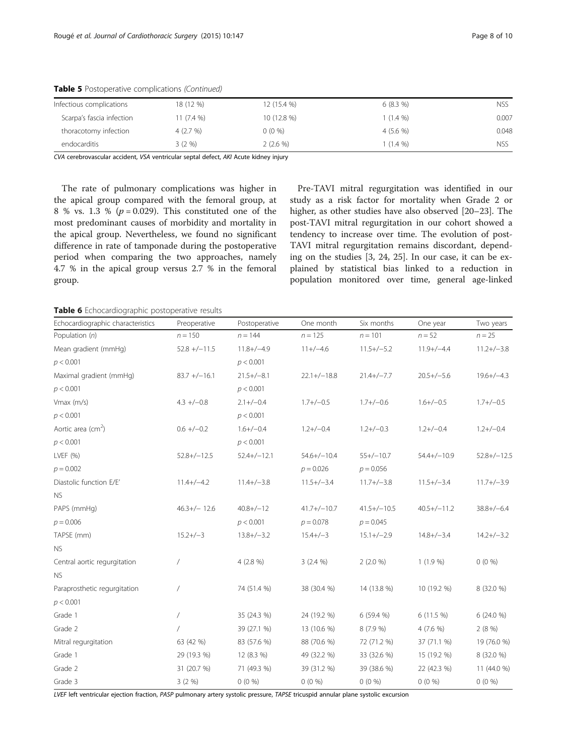**Table 5** Postoperative complications *(Continued)*

| | | | | |
|---|---|---|---|---|
| Infectious complications | 18 (12 %) | 12 (15.4 %) | 6 (8.3 %) | NSS |
| Scarpa's fascia infection | 11 (7.4 %) | 10 (12.8 %) | 1 (1.4 %) | 0.007 |
| thoracotomy infection | 4 (2.7 %) | 0 (0 %) | 4 (5.6 %) | 0.048 |
| endocarditis | 3 (2 %) | 2 (2.6 %) | 1 (1.4 %) | NSS |

*CVA* cerebrovascular accident, *VSA* ventricular septal defect, *AKI* Acute kidney injury

The rate of pulmonary complications was higher in the apical group compared with the femoral group, at 8 % vs. 1.3 % ($p = 0.029$). This constituted one of the most predominant causes of morbidity and mortality in the apical group. Nevertheless, we found no significant difference in rate of tamponade during the postoperative period when comparing the two approaches, namely 4.7 % in the apical group versus 2.7 % in the femoral group.

Pre-TAVI mitral regurgitation was identified in our study as a risk factor for mortality when Grade 2 or higher, as other studies have also observed [20–23]. The post-TAVI mitral regurgitation in our cohort showed a tendency to increase over time. The evolution of post-TAVI mitral regurgitation remains discordant, depending on the studies [3, 24, 25]. In our case, it can be explained by statistical bias linked to a reduction in population monitored over time, general age-linked

**Table 6** Echocardiographic postoperative results

| Echocardiographic characteristics | Preoperative | Postoperative | One month | Six months | One year | Two years |
|---|---|---|---|---|---|---|
| Population (*n*) | *n* = 150 | *n* = 144 | *n* = 125 | *n* = 101 | *n* = 52 | *n* = 25 |
| Mean gradient (mmHg) | 52.8 +/−11.5 | 11.8+/−4.9 | 11+/−4.6 | 11.5+/−5.2 | 11.9+/−4.4 | 11.2+/−3.8 |
| $p < 0.001$ | | $p < 0.001$ | | | | |
| Maximal gradient (mmHg) | 83.7 +/−16.1 | 21.5+/−8.1 | 22.1+/−18.8 | 21.4+/−7.7 | 20.5+/−5.6 | 19.6+/−4.3 |
| $p < 0.001$ | | $p < 0.001$ | | | | |
| Vmax (m/s) | 4.3 +/−0.8 | 2.1+/−0.4 | 1.7+/−0.5 | 1.7+/−0.6 | 1.6+/−0.5 | 1.7+/−0.5 |
| $p < 0.001$ | | $p < 0.001$ | | | | |
| Aortic area ($cm^2$) | 0.6 +/−0.2 | 1.6+/−0.4 | 1.2+/−0.4 | 1.2+/−0.3 | 1.2+/−0.4 | 1.2+/−0.4 |
| $p < 0.001$ | | $p < 0.001$ | | | | |
| LVEF (%) | 52.8+/−12.5 | 52.4+/−12.1 | 54.6+/−10.4 | 55+/−10.7 | 54.4+/−10.9 | 52.8+/−12.5 |
| $p = 0.002$ | | | $p = 0.026$ | $p = 0.056$ | | |
| Diastolic function E/E' | 11.4+/−4.2 | 11.4+/−3.8 | 11.5+/−3.4 | 11.7+/−3.8 | 11.5+/−3.4 | 11.7+/−3.9 |
| NS | | | | | | |
| PAPS (mmHg) | 46.3+/− 12.6 | 40.8+/−12 | 41.7+/−10.7 | 41.5+/−10.5 | 40.5+/−11.2 | 38.8+/−6.4 |
| $p = 0.006$ | | $p < 0.001$ | $p = 0.078$ | $p = 0.045$ | | |
| TAPSE (mm) | 15.2+/−3 | 13.8+/−3.2 | 15.4+/−3 | 15.1+/−2.9 | 14.8+/−3.4 | 14.2+/−3.2 |
| NS | | | | | | |
| Central aortic regurgitation | / | 4 (2.8 %) | 3 (2.4 %) | 2 (2.0 %) | 1 (1.9 %) | 0 (0 %) |
| NS | | | | | | |
| Paraprosthetic regurgitation | / | 74 (51.4 %) | 38 (30.4 %) | 14 (13.8 %) | 10 (19.2 %) | 8 (32.0 %) |
| $p < 0.001$ | | | | | | |
| Grade 1 | / | 35 (24.3 %) | 24 (19.2 %) | 6 (59.4 %) | 6 (11.5 %) | 6 (24.0 %) |
| Grade 2 | / | 39 (27.1 %) | 13 (10.6 %) | 8 (7.9 %) | 4 (7.6 %) | 2 (8 %) |
| Mitral regurgitation | 63 (42 %) | 83 (57.6 %) | 88 (70.6 %) | 72 (71.2 %) | 37 (71.1 %) | 19 (76.0 %) |
| Grade 1 | 29 (19.3 %) | 12 (8.3 %) | 49 (32.2 %) | 33 (32.6 %) | 15 (19.2 %) | 8 (32.0 %) |
| Grade 2 | 31 (20.7 %) | 71 (49.3 %) | 39 (31.2 %) | 39 (38.6 %) | 22 (42.3 %) | 11 (44.0 %) |
| Grade 3 | 3 (2 %) | 0 (0 %) | 0 (0 %) | 0 (0 %) | 0 (0 %) | 0 (0 %) |

*LVEF* left ventricular ejection fraction, *PASP* pulmonary artery systolic pressure, *TAPSE* tricuspid annular plane systolic excursion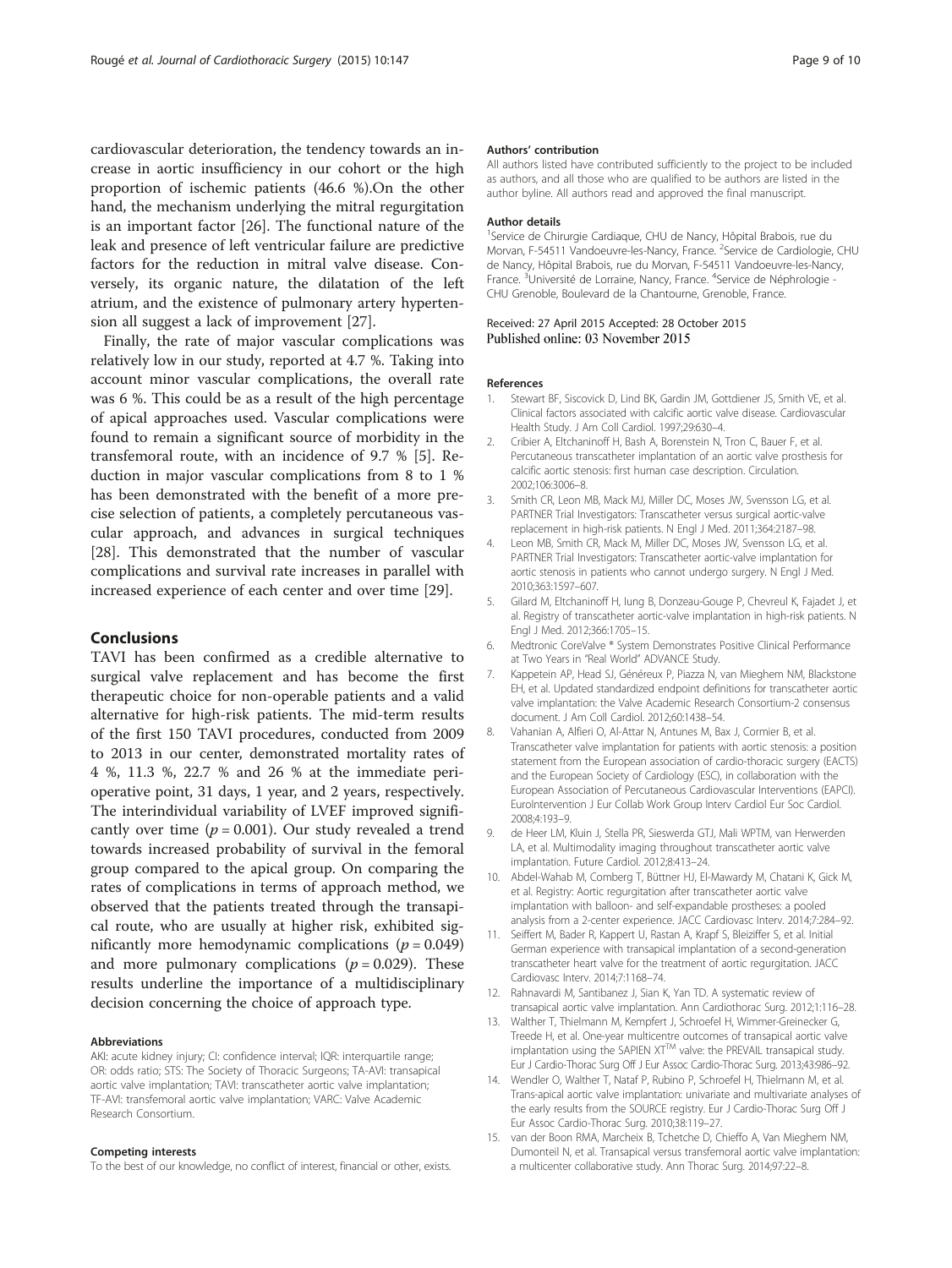cardiovascular deterioration, the tendency towards an increase in aortic insufficiency in our cohort or the high proportion of ischemic patients (46.6 %).On the other hand, the mechanism underlying the mitral regurgitation is an important factor [26]. The functional nature of the leak and presence of left ventricular failure are predictive factors for the reduction in mitral valve disease. Conversely, its organic nature, the dilatation of the left atrium, and the existence of pulmonary artery hypertension all suggest a lack of improvement [27].

Finally, the rate of major vascular complications was relatively low in our study, reported at 4.7 %. Taking into account minor vascular complications, the overall rate was 6 %. This could be as a result of the high percentage of apical approaches used. Vascular complications were found to remain a significant source of morbidity in the transfemoral route, with an incidence of 9.7 % [5]. Reduction in major vascular complications from 8 to 1 % has been demonstrated with the benefit of a more precise selection of patients, a completely percutaneous vascular approach, and advances in surgical techniques [28]. This demonstrated that the number of vascular complications and survival rate increases in parallel with increased experience of each center and over time [29].

## Conclusions

TAVI has been confirmed as a credible alternative to surgical valve replacement and has become the first therapeutic choice for non-operable patients and a valid alternative for high-risk patients. The mid-term results of the first 150 TAVI procedures, conducted from 2009 to 2013 in our center, demonstrated mortality rates of 4 %, 11.3 %, 22.7 % and 26 % at the immediate perioperative point, 31 days, 1 year, and 2 years, respectively. The interindividual variability of LVEF improved significantly over time ($p = 0.001$). Our study revealed a trend towards increased probability of survival in the femoral group compared to the apical group. On comparing the rates of complications in terms of approach method, we observed that the patients treated through the transapical route, who are usually at higher risk, exhibited significantly more hemodynamic complications ($p = 0.049$) and more pulmonary complications ($p = 0.029$). These results underline the importance of a multidisciplinary decision concerning the choice of approach type.

#### Abbreviations

AKI: acute kidney injury; CI: confidence interval; IQR: interquartile range; OR: odds ratio; STS: The Society of Thoracic Surgeons; TA-AVI: transapical aortic valve implantation; TAVI: transcatheter aortic valve implantation; TF-AVI: transfemoral aortic valve implantation; VARC: Valve Academic Research Consortium.

#### Competing interests

To the best of our knowledge, no conflict of interest, financial or other, exists.

#### Authors' contribution

All authors listed have contributed sufficiently to the project to be included as authors, and all those who are qualified to be authors are listed in the author byline. All authors read and approved the final manuscript.

#### Author details

[1]Service de Chirurgie Cardiaque, CHU de Nancy, Hôpital Brabois, rue du Morvan, F-54511 Vandoeuvre-les-Nancy, France. [2]Service de Cardiologie, CHU de Nancy, Hôpital Brabois, rue du Morvan, F-54511 Vandoeuvre-les-Nancy, France. [3]Université de Lorraine, Nancy, France. [4]Service de Néphrologie - CHU Grenoble, Boulevard de la Chantourne, Grenoble, France.

Received: 27 April 2015 Accepted: 28 October 2015
Published online: 03 November 2015

#### References

1. Stewart BF, Siscovick D, Lind BK, Gardin JM, Gottdiener JS, Smith VE, et al. Clinical factors associated with calcific aortic valve disease. Cardiovascular Health Study. J Am Coll Cardiol. 1997;29:630–4.
2. Cribier A, Eltchaninoff H, Bash A, Borenstein N, Tron C, Bauer F, et al. Percutaneous transcatheter implantation of an aortic valve prosthesis for calcific aortic stenosis: first human case description. Circulation. 2002;106:3006–8.
3. Smith CR, Leon MB, Mack MJ, Miller DC, Moses JW, Svensson LG, et al. PARTNER Trial Investigators: Transcatheter versus surgical aortic-valve replacement in high-risk patients. N Engl J Med. 2011;364:2187–98.
4. Leon MB, Smith CR, Mack M, Miller DC, Moses JW, Svensson LG, et al. PARTNER Trial Investigators: Transcatheter aortic-valve implantation for aortic stenosis in patients who cannot undergo surgery. N Engl J Med. 2010;363:1597–607.
5. Gilard M, Eltchaninoff H, Iung B, Donzeau-Gouge P, Chevreul K, Fajadet J, et al. Registry of transcatheter aortic-valve implantation in high-risk patients. N Engl J Med. 2012;366:1705–15.
6. Medtronic CoreValve ® System Demonstrates Positive Clinical Performance at Two Years in "Real World" ADVANCE Study.
7. Kappetein AP, Head SJ, Généreux P, Piazza N, van Mieghem NM, Blackstone EH, et al. Updated standardized endpoint definitions for transcatheter aortic valve implantation: the Valve Academic Research Consortium-2 consensus document. J Am Coll Cardiol. 2012;60:1438–54.
8. Vahanian A, Alfieri O, Al-Attar N, Antunes M, Bax J, Cormier B, et al. Transcatheter valve implantation for patients with aortic stenosis: a position statement from the European association of cardio-thoracic surgery (EACTS) and the European Society of Cardiology (ESC), in collaboration with the European Association of Percutaneous Cardiovascular Interventions (EAPCI). EuroIntervention J Eur Collab Work Group Interv Cardiol Eur Soc Cardiol. 2008;4:193–9.
9. de Heer LM, Kluin J, Stella PR, Sieswerda GTJ, Mali WPTM, van Herwerden LA, et al. Multimodality imaging throughout transcatheter aortic valve implantation. Future Cardiol. 2012;8:413–24.
10. Abdel-Wahab M, Comberg T, Büttner HJ, El-Mawardy M, Chatani K, Gick M, et al. Registry: Aortic regurgitation after transcatheter aortic valve implantation with balloon- and self-expandable prostheses: a pooled analysis from a 2-center experience. JACC Cardiovasc Interv. 2014;7:284–92.
11. Seiffert M, Bader R, Kappert U, Rastan A, Krapf S, Bleiziffer S, et al. Initial German experience with transapical implantation of a second-generation transcatheter heart valve for the treatment of aortic regurgitation. JACC Cardiovasc Interv. 2014;7:1168–74.
12. Rahnavardi M, Santibanez J, Sian K, Yan TD. A systematic review of transapical aortic valve implantation. Ann Cardiothorac Surg. 2012;1:116–28.
13. Walther T, Thielmann M, Kempfert J, Schroefel H, Wimmer-Greinecker G, Treede H, et al. One-year multicentre outcomes of transapical aortic valve implantation using the SAPIEN XT™ valve: the PREVAIL transapical study. Eur J Cardio-Thorac Surg Off J Eur Assoc Cardio-Thorac Surg. 2013;43:986–92.
14. Wendler O, Walther T, Nataf P, Rubino P, Schroefel H, Thielmann M, et al. Trans-apical aortic valve implantation: univariate and multivariate analyses of the early results from the SOURCE registry. Eur J Cardio-Thorac Surg Off J Eur Assoc Cardio-Thorac Surg. 2010;38:119–27.
15. van der Boon RMA, Marcheix B, Tchetche D, Chieffo A, Van Mieghem NM, Dumonteil N, et al. Transapical versus transfemoral aortic valve implantation: a multicenter collaborative study. Ann Thorac Surg. 2014;97:22–8.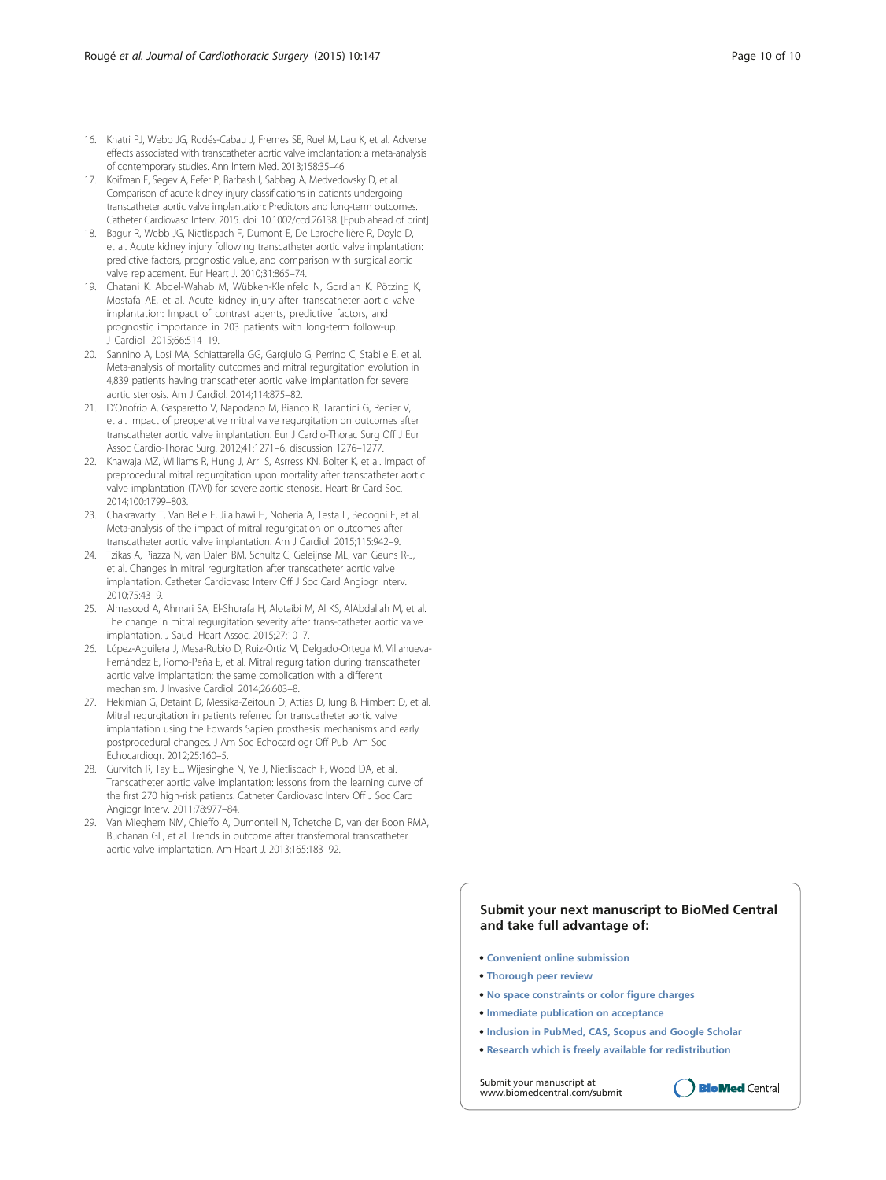16. Khatri PJ, Webb JG, Rodés-Cabau J, Fremes SE, Ruel M, Lau K, et al. Adverse effects associated with transcatheter aortic valve implantation: a meta-analysis of contemporary studies. Ann Intern Med. 2013;158:35–46.
17. Koifman E, Segev A, Fefer P, Barbash I, Sabbag A, Medvedovsky D, et al. Comparison of acute kidney injury classifications in patients undergoing transcatheter aortic valve implantation: Predictors and long-term outcomes. Catheter Cardiovasc Interv. 2015. doi: 10.1002/ccd.26138. [Epub ahead of print]
18. Bagur R, Webb JG, Nietlispach F, Dumont E, De Larochellière R, Doyle D, et al. Acute kidney injury following transcatheter aortic valve implantation: predictive factors, prognostic value, and comparison with surgical aortic valve replacement. Eur Heart J. 2010;31:865–74.
19. Chatani K, Abdel-Wahab M, Wübken-Kleinfeld N, Gordian K, Pötzing K, Mostafa AE, et al. Acute kidney injury after transcatheter aortic valve implantation: Impact of contrast agents, predictive factors, and prognostic importance in 203 patients with long-term follow-up. J Cardiol. 2015;66:514–19.
20. Sannino A, Losi MA, Schiattarella GG, Gargiulo G, Perrino C, Stabile E, et al. Meta-analysis of mortality outcomes and mitral regurgitation evolution in 4,839 patients having transcatheter aortic valve implantation for severe aortic stenosis. Am J Cardiol. 2014;114:875–82.
21. D'Onofrio A, Gasparetto V, Napodano M, Bianco R, Tarantini G, Renier V, et al. Impact of preoperative mitral valve regurgitation on outcomes after transcatheter aortic valve implantation. Eur J Cardio-Thorac Surg Off J Eur Assoc Cardio-Thorac Surg. 2012;41:1271–6. discussion 1276–1277.
22. Khawaja MZ, Williams R, Hung J, Arri S, Asrress KN, Bolter K, et al. Impact of preprocedural mitral regurgitation upon mortality after transcatheter aortic valve implantation (TAVI) for severe aortic stenosis. Heart Br Card Soc. 2014;100:1799–803.
23. Chakravarty T, Van Belle E, Jilaihawi H, Noheria A, Testa L, Bedogni F, et al. Meta-analysis of the impact of mitral regurgitation on outcomes after transcatheter aortic valve implantation. Am J Cardiol. 2015;115:942–9.
24. Tzikas A, Piazza N, van Dalen BM, Schultz C, Geleijnse ML, van Geuns R-J, et al. Changes in mitral regurgitation after transcatheter aortic valve implantation. Catheter Cardiovasc Interv Off J Soc Card Angiogr Interv. 2010;75:43–9.
25. Almasood A, Ahmari SA, El-Shurafa H, Alotaibi M, Al KS, AlAbdallah M, et al. The change in mitral regurgitation severity after trans-catheter aortic valve implantation. J Saudi Heart Assoc. 2015;27:10–7.
26. López-Aguilera J, Mesa-Rubio D, Ruiz-Ortiz M, Delgado-Ortega M, Villanueva-Fernández E, Romo-Peña E, et al. Mitral regurgitation during transcatheter aortic valve implantation: the same complication with a different mechanism. J Invasive Cardiol. 2014;26:603–8.
27. Hekimian G, Detaint D, Messika-Zeitoun D, Attias D, Iung B, Himbert D, et al. Mitral regurgitation in patients referred for transcatheter aortic valve implantation using the Edwards Sapien prosthesis: mechanisms and early postprocedural changes. J Am Soc Echocardiogr Off Publ Am Soc Echocardiogr. 2012;25:160–5.
28. Gurvitch R, Tay EL, Wijesinghe N, Ye J, Nietlispach F, Wood DA, et al. Transcatheter aortic valve implantation: lessons from the learning curve of the first 270 high-risk patients. Catheter Cardiovasc Interv Off J Soc Card Angiogr Interv. 2011;78:977–84.
29. Van Mieghem NM, Chieffo A, Dumonteil N, Tchetche D, van der Boon RMA, Buchanan GL, et al. Trends in outcome after transfemoral transcatheter aortic valve implantation. Am Heart J. 2013;165:183–92.

**Submit your next manuscript to BioMed Central and take full advantage of:**

- **Convenient online submission**
- **Thorough peer review**
- **No space constraints or color figure charges**
- **Immediate publication on acceptance**
- **Inclusion in PubMed, CAS, Scopus and Google Scholar**
- **Research which is freely available for redistribution**

Submit your manuscript at
www.biomedcentral.com/submit

BioMed Central